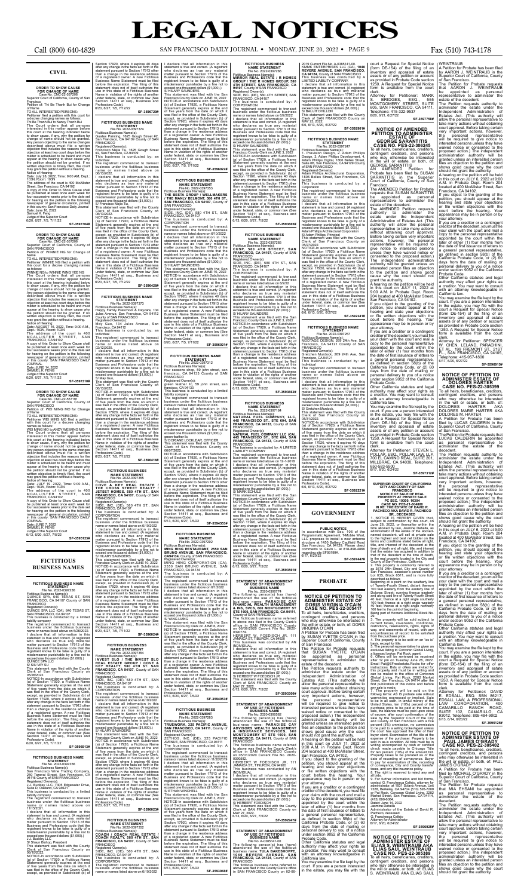# LEGAL NOTICES

Call (800) 640-4829 SAN FRANCISCO DAILY JOURNAL • MONDAY, JUNE 20, 2022 • PAGE 9 Fax (510) 743-4178

## CIVIL

### ORDER TO SHOW CAUSE FOR CHANGE OF NAME

Case No. CNC-22-557206

Superior Court of California, County of San Francisco

Petition of: Thi Be Thanh Bui for Change of Name

TO ALL INTERESTED PERSONS:

Petitioner filed a petition with this court for a decree changing names as follows:

Thi Be Thanh Bui to Nancy Thanh Bui

The Court orders that all persons interested in this matter appear before this court at the hearing indicated below to show cause, if any, why the petition for change of name should not be granted. Any person objecting to the name changes described above must file a written objection that includes the reasons for the objection at least two court days before the matter is scheduled to be heard and must appear at the hearing to show cause why the petition should not be granted. If no written objection is timely filed, the court may grant the petition without a hearing.

Notice of Hearing:

Date: July 28, 2022, Time: 9:00 AM, Dept.: 103N, Room: 103N

The address of the court is 400 McAllister Street, San Francisco, CA 94102

A copy of this Order to Show Cause shall be published at least once each week for four successive weeks prior to the date set for hearing on the petition in the following newspaper of general circulation, printed in this county: San Francisco Daily Journal

Date: June 16, 2022

Samuel K. Feng

Judge of the Superior Court

6/20, 6/27, 7/5, 7/11/22

**SF-3597704#**

### ORDER TO SHOW CAUSE FOR CHANGE OF NAME

Case No. CNC-22-557236

Superior Court of California, County of SAN FRANCISCO

Petition of: WINNIE NG for Change of Name

TO ALL INTERESTED PERSONS:

Petitioner WINNIE NG filed a petition with this court for a decree changing names as follows:

WINNIE NG to WINNIE WING YEE NG

The Court orders that all persons interested in this matter appear before this court at the hearing indicated below to show cause, if any, why the petition for change of name should not be granted. Any person objecting to the name changes described above must file a written objection that includes the reasons for the objection at least two court days before the matter is scheduled to be heard and must appear at the hearing to show cause why the petition should not be granted. If no written objection is timely filed, the court may grant the petition without a hearing.

Notice of Hearing:

Date: AUGUST 18, 2022, Time: 9:00 A.M., Dept.: 103N, Room: 103N

The address of the court is 400 MCALLISTER STREET, SAN FRANCISCO, CA 94102

A copy of this Order to Show Cause shall be published at least once each week for four successive weeks prior to the date set for hearing on the petition in the following newspaper of general circulation, printed in this county: SAN FRANCISCO DAILY JOURNAL

Date: JUNE 14, 2022

SAMUEL K. FENG

Judge of the Superior Court

6/20, 6/27, 7/5, 7/11/22

**SF-3597310#**

### ORDER TO SHOW CAUSE FOR CHANGE OF NAME

Case No. CNC-22-557191

Superior Court of California, County of SAN FRANCISCO

Petition of: WEI MING MO for Change of Name

TO ALL INTERESTED PERSONS:

Petitioner WEI MING MO filed a petition with this court for a decree changing names as follows:

WEI MING MO to ANDY WEIMING MO

The Court orders that all persons interested in this matter appear before this court at the hearing indicated below to show cause, if any, why the petition for change of name should not be granted. Any person objecting to the name changes described above must file a written objection that includes the reasons for the objection at least two court days before the matter is scheduled to be heard and must appear at the hearing to show cause why the petition should not be granted. If no written objection is timely filed, the court may grant the petition without a hearing.

Notice of Hearing:

Date: JULY 26, 2022, Time: 9:00 A.M., Dept.: 103N, Room: 103N

The address of the court is 400 MCALLISTER STREET, SAN FRANCISCO, CA 94102

A copy of this Order to Show Cause shall be published at least once each week for four successive weeks prior to the date set for hearing on the petition in the following newspaper of general circulation, printed in this county: SAN FRANCISCO DAILY JOURNAL

Date: JUNE 7, 2022

SAMUEL K. FENG

Judge of the Superior Court

6/13, 6/20, 6/27, 7/5/22

**SF-3595123#**

## FICTITIOUS BUSINESS NAMES

### FICTITIOUS BUSINESS NAME STATEMENT

File No. 2022-0397236

Fictitious Business Name(s):

QUINCE SPA, 640 TEXAS ST, SAN FRANCISCO, CA 94107 County of SAN FRANCISCO

Registered Owner(s):

QUINCE SPA LLC (CA), 640 TEXAS ST, SAN FRANCISCO, CA 94107

This business is conducted by: a limited liability company

The registrant commenced to transact business under the fictitious business name or names listed above on 5/26/2022.

I declare that all information in this statement is true and correct. (A registrant who declares as true any material matter pursuant to Section 17913 of the Business and Professions code that the registrant knows to be false is guilty of a misdemeanor punishable by a fine not to exceed one thousand dollars ($1,000).)

QUINCE SPA LLC

S/ SIU WO SU,

This statement was filed with the County Clerk of San Francisco County on 05/26/2022.

NOTICE-In accordance with Subdivision (a) of Section 17920, a Fictitious Name Statement generally expires at the end of five years from the date on which it was filed in the office of the County Clerk, except, as provided in Subdivision (b) of Section 17920, where it expires 40 days after any change in the facts set forth in the statement pursuant to Section 17913 other than a change in the residence address of a registered owner. A new Fictitious Business Name Statement must be filed before the expiration. The filing of this statement does not of itself authorize the use in this state of a Fictitious Business Name in violation of the rights of another under federal, state, or common law (See Section 14411 et seq., Business and Professions Code).

6/20, 6/27, 7/5, 7/11/22

**SF-3596913#**

### FICTITIOUS BUSINESS NAME STATEMENT

File No. 2022-0397356

Fictitious Business Name(s):

San Francisco Wine Trading Company, 250 Taraval Street, San Francisco, CA 94116 County of SAN FRANCISCO

Registered Owner(s):

J.J. Buckley LLC, 7305 Edgewater Drive, Suite D, Oakland, CA 94621

This business is conducted by: a limited liability company

The registrant commenced to transact business under the fictitious business name or names listed above on 11/15/2021.

I declare that all information in this statement is true and correct. (A registrant who declares as true any material matter pursuant to Section 17913 of the Business and Professions code that the registrant knows to be false is guilty of a misdemeanor punishable by a fine not to exceed one thousand dollars ($1,000).)

J.J. Buckley LLC

S/ Shawn Bishop, President

This statement was filed with the County Clerk of San Francisco County on 06/10/2022.

NOTICE-In accordance with Subdivision (a) of Section 17920, a Fictitious Name Statement generally expires at the end of five years from the date on which it was filed in the office of the County Clerk, except, as provided in Subdivision (b) of Section 17920, where it expires 40 days after any change in the facts set forth in the statement pursuant to Section 17913 other than a change in the residence address of a registered owner. A new Fictitious Business Name Statement must be filed before the expiration. The filing of this statement does not of itself authorize the use in this state of a Fictitious Business Name in violation of the rights of another under federal, state, or common law (See Section 14411 et seq., Business and Professions Code).

6/20, 6/27, 7/5, 7/11/22

**SF-3596729#**

### FICTITIOUS BUSINESS NAME STATEMENT

File No. 2022-0397374

Fictitious Business Name(s):

Guajes Painting, 1625 Gough Street #2, San Francisco, CA 94109 County of SAN FRANCISCO

Registered Owner(s):

Francisco Mejia Tu, 1625 Gough Street #2, San Francisco, CA 94109

This business is conducted by: an Individual

The registrant commenced to transact business under the fictitious business name or names listed above on 06/13/2022.

I declare that all information in this statement is true and correct. (A registrant who declares as true any material matter pursuant to Section 17913 of the Business and Professions code that the registrant knows to be false is guilty of a misdemeanor punishable by a fine not to exceed one thousand dollars ($1,000).)

S/ Francisco Mejia Tu,

This statement was filed with the County Clerk of San Francisco County on 06/13/2022.

NOTICE-In accordance with Subdivision (a) of Section 17920, a Fictitious Name Statement generally expires at the end of five years from the date on which it was filed in the office of the County Clerk, except, as provided in Subdivision (b) of Section 17920, where it expires 40 days after any change in the facts set forth in the statement pursuant to Section 17913 other than a change in the residence address of a registered owner. A new Fictitious Business Name Statement must be filed before the expiration. The filing of this statement does not of itself authorize the use in this state of a Fictitious Business Name in violation of the rights of another under federal, state, or common law (See Section 14411 et seq., Business and Professions Code).

6/20, 6/27, 7/5, 7/11/22

**SF-3596628#**

### FICTITIOUS BUSINESS NAME STATEMENT

File No. 2022-0397373

Fictitious Business Name(s):

Happy Family Preschool & Daycare, 134 Jules Avenue, San Francisco, CA 94112 County of SAN FRANCISCO

Registered Owner(s):

May Guo, 134 Jules Avenue, San Francisco, CA 94112

This business is conducted by: an Individual

The registrant commenced to transact business under the fictitious business name or names listed above on 12/13/2021.

I declare that all information in this statement is true and correct. (A registrant who declares as true any material matter pursuant to Section 17913 of the Business and Professions code that the registrant knows to be false is guilty of a misdemeanor punishable by a fine not to exceed one thousand dollars ($1,000).)

S/ May Guo,

This statement was filed with the County Clerk of San Francisco County on 06/13/2022.

NOTICE-In accordance with Subdivision (a) of Section 17920, a Fictitious Name Statement generally expires at the end of five years from the date on which it was filed in the office of the County Clerk, except, as provided in Subdivision (b) of Section 17920, where it expires 40 days after any change in the facts set forth in the statement pursuant to Section 17913 other than a change in the residence address of a registered owner. A new Fictitious Business Name Statement must be filed before the expiration. The filing of this statement does not of itself authorize the use in this state of a Fictitious Business Name in violation of the rights of another under federal, state, or common law (See Section 14411 et seq., Business and Professions Code).

6/20, 6/27, 7/5, 7/11/22

**SF-3596616#**

### FICTITIOUS BUSINESS NAME STATEMENT

File No. 2022-0397355

Fictitious Business Name(s):

COVE & KIN REAL ESTATE / THE CROSS STREET REALTY / JETSET HOMES, 580 4TH ST, SAN FRANCISCO, CA 94107, County of SAN FRANCISCO

Registered Owner(s):

SIDE, INC. (DE), 580 4TH ST, SAN FRANCISCO, CA 94107

The business is conducted by: A CORPORATION

The registrant commenced to transact business under the fictitious business name or names listed above on 6/10/2022

I declare that all information in this statement is true and correct. (A registrant who declares as true any material matter pursuant to Section 17913 of the Business and Professions code that the registrant knows to be false is guilty of a misdemeanor punishable by a fine not to exceed one thousand dollars ($1,000).)

S/ HILARY SAUNDERS

This statement was filed with the San Francisco County Clerk on JUNE 10, 2022

NOTICE-In accordance with Subdivision (a) of Section 17920, a Fictitious Name Statement generally expires at the end of five years from the date on which it was filed in the office of the County Clerk, except, as provided in Subdivision (b) of Section 17920, where it expires 40 days after any change in the facts set forth in the statement pursuant to Section 17913 other than a change in the residence address of a registered owner. A new Fictitious Business Name Statement must be filed before the expiration. The filing of this statement does not of itself authorize the use in this state of a Fictitious Business Name in violation of the rights of another under federal, state, or common law (See Section 14411 et seq., Business and Professions Code)

6/20, 6/27, 7/5, 7/11/22

**SF-3596624#**

### FICTITIOUS BUSINESS NAME STATEMENT

File No. 2022-0397354

Fictitious Business Name(s):

INVEST SLO / THE INVEST SLO REAL ESTATE GROUP / COVE & KEY REALTY, 580 4TH ST, SAN FRANCISCO, CA 94107, County of SAN FRANCISCO

Registered Owner(s):

SIDE, INC. (DE), 580 4TH ST, SAN FRANCISCO, CA 94107

The business is conducted by: A CORPORATION

The registrant commenced to transact business under the fictitious business name or names listed above on 6/10/2022

I declare that all information in this statement is true and correct. (A registrant who declares as true any material matter pursuant to Section 17913 of the Business and Professions code that the registrant knows to be false is guilty of a misdemeanor punishable by a fine not to exceed one thousand dollars ($1,000).)

S/ HILARY SAUNDERS

This statement was filed with the San Francisco County Clerk on JUNE 10, 2022

NOTICE-In accordance with Subdivision (a) of Section 17920, a Fictitious Name Statement generally expires at the end of five years from the date on which it was filed in the office of the County Clerk, except, as provided in Subdivision (b) of Section 17920, where it expires 40 days after any change in the facts set forth in the statement pursuant to Section 17913 other than a change in the residence address of a registered owner. A new Fictitious Business Name Statement must be filed before the expiration. The filing of this statement does not of itself authorize the use in this state of a Fictitious Business Name in violation of the rights of another under federal, state, or common law (See Section 14411 et seq., Business and Professions Code)

6/20, 6/27, 7/5, 7/11/22

**SF-3596623#**

### FICTITIOUS BUSINESS NAME STATEMENT

File No. 2022-0397353

Fictitious Business Name(s):

COACH / COACH REAL ESTATE / COACH REALTY, 580 4TH ST, SAN FRANCISCO, CA 94107, County of SAN FRANCISCO

Registered Owner(s):

SIDE, INC. (DE), 580 4TH ST, SAN FRANCISCO, CA 94107

The business is conducted by: A CORPORATION

The registrant commenced to transact business under the fictitious business name or names listed above on 6/10/2022

I declare that all information in this statement is true and correct. (A registrant who declares as true any material matter pursuant to Section 17913 of the Business and Professions code that the registrant knows to be false is guilty of a misdemeanor punishable by a fine not to exceed one thousand dollars ($1,000).)

S/ HILARY SAUNDERS

This statement was filed with the San Francisco County Clerk on JUNE 10, 2022

NOTICE-In accordance with Subdivision (a) of Section 17920, a Fictitious Name Statement generally expires at the end of five years from the date on which it was filed in the office of the County Clerk, except, as provided in Subdivision (b) of Section 17920, where it expires 40 days after any change in the facts set forth in the statement pursuant to Section 17913 other than a change in the residence address of a registered owner. A new Fictitious Business Name Statement must be filed before the expiration. The filing of this statement does not of itself authorize the use in this state of a Fictitious Business Name in violation of the rights of another under federal, state, or common law (See Section 14411 et seq., Business and Professions Code)

6/20, 6/27, 7/5, 7/11/22

**SF-3596622#**

### FICTITIOUS BUSINESS NAME STATEMENT

File No. 2022-0397352

Fictitious Business Name(s):

THE BESTA GROUP / WELLMAKERS / THE MANLY BELMONT, 580 4TH ST, SAN FRANCISCO, CA 94107, County of SAN FRANCISCO

Registered Owner(s):

SIDE, INC. (DE), 580 4TH ST, SAN FRANCISCO, CA 94107

The business is conducted by: A CORPORATION

The registrant commenced to transact business under the fictitious business name or names listed above on 6/10/2022

I declare that all information in this statement is true and correct. (A registrant who declares as true any material matter pursuant to Section 17913 of the Business and Professions code that the registrant knows to be false is guilty of a misdemeanor punishable by a fine not to exceed one thousand dollars ($1,000).)

S/ HILARY SAUNDERS

This statement was filed with the San Francisco County Clerk on JUNE 10, 2022

NOTICE-In accordance with Subdivision (a) of Section 17920, a Fictitious Name Statement generally expires at the end of five years from the date on which it was filed in the office of the County Clerk, except, as provided in Subdivision (b) of Section 17920, where it expires 40 days after any change in the facts set forth in the statement pursuant to Section 17913 other than a change in the residence address of a registered owner. A new Fictitious Business Name Statement must be filed before the expiration. The filing of this statement does not of itself authorize the use in this state of a Fictitious Business Name in violation of the rights of another under federal, state, or common law (See Section 14411 et seq., Business and Professions Code)

6/20, 6/27, 7/5, 7/11/22

**SF-3596621#**

### FICTITIOUS BUSINESS NAME STATEMENT

File No. 2022-0397302

Fictitious Business Name(s):

four seasons shop, 59 john street, san francisco, CA 94133 County of SAN FRANCISCO

Registered Owner(s):

greenhelter llc, 59 john street, san francisco, CA 94133

This business is conducted by: a limited liability company

The registrant commenced to transact business under the fictitious business name or names listed above on N/A.

I declare that all information in this statement is true and correct. (A registrant who declares as true any material matter pursuant to Section 17913 of the Business and Professions code that the registrant knows to be false is guilty of a misdemeanor punishable by a fine not to exceed one thousand dollars ($1,000).)

greenhelter llc

S/ DORINNE LOCKLEAR, OFFICER

This statement was filed with the County Clerk of San Francisco County on 06/07/2022.

NOTICE-In accordance with Subdivision (a) of Section 17920, a Fictitious Name Statement generally expires at the end of five years from the date on which it was filed in the office of the County Clerk, except, as provided in Subdivision (b) of Section 17920, where it expires 40 days after any change in the facts set forth in the statement pursuant to Section 17913 other than a change in the residence address of a registered owner. A new Fictitious Business Name Statement must be filed before the expiration. The filing of this statement does not of itself authorize the use in this state of a Fictitious Business Name in violation of the rights of another under federal, state, or common law (See Section 14411 et seq., Business and Professions Code).

6/13, 6/20, 6/27, 7/5/22

**SF-3594553#**

### FICTITIOUS BUSINESS NAME STATEMENT

File No. 2022-0397292

Fictitious Business Name(s):

MING KING CORPORATION, 2550 SAN BRUNO AVENUE, SAN FRANCISCO, CA94134, County of SAN FRANCISCO

Registered Owner(s):

MING KING CORPORATION (CA), 2550 SAN BRUNO AVENUE, SAN FRANCISCO, CA 94134

The business is conducted by: A CORPORATION

The registrant commenced to transact business under the fictitious business name or names listed above on 6/1/2022

I declare that all information in this statement is true and correct. (A registrant who declares as true any material matter pursuant to Section 17913 of the Business and Professions code that the registrant knows to be false is guilty of a misdemeanor punishable by a fine not to exceed one thousand dollars ($1,000).)

S/ ELAINE YUEN

This statement was filed with the San Francisco County Clerk on JUNE 03, 2022

NOTICE-In accordance with Subdivision (a) of Section 17920, a Fictitious Name Statement generally expires at the end of five years from the date on which it was filed in the office of the County Clerk, except, as provided in Subdivision (b) of Section 17920, where it expires 40 days after any change in the facts set forth in the statement pursuant to Section 17913 other than a change in the residence address of a registered owner. A new Fictitious Business Name Statement must be filed before the expiration. The filing of this statement does not of itself authorize the use in this state of a Fictitious Business Name in violation of the rights of another under federal, state, or common law (See Section 14411 et seq., Business and Professions Code)

6/13, 6/20, 6/27, 7/5/22

**SF-3594053#**

### FICTITIOUS BUSINESS NAME STATEMENT

File No. 2022-0397263

Fictitious Business Name(s):

TRUEWORK, 325 PACIFIC AVENUE, SAN FRANCISCO, CA 94111, County of SAN FRANCISCO

Registered Owner(s):

ZETHOS, INC. (DE), 325 PACIFIC AVENUE, SAN FRANCISCO, CA 94111

The business is conducted by: A CORPORATION

The registrant commenced to transact business under the fictitious business name or names listed above on 5/24/2022

I declare that all information in this statement is true and correct. (A registrant who declares as true any material matter pursuant to Section 17913 of the Business and Professions code that the registrant knows to be false is guilty of a misdemeanor punishable by a fine not to exceed one thousand dollars ($1,000).)

S/ ETHAN WINCHELL

This statement was filed with the San Francisco County Clerk on JUNE 02, 2022

NOTICE-In accordance with Subdivision (a) of Section 17920, a Fictitious Name Statement generally expires at the end of five years from the date on which it was filed in the office of the County Clerk, except, as provided in Subdivision (b) of Section 17920, where it expires 40 days after any change in the facts set forth in the statement pursuant to Section 17913 other than a change in the residence address of a registered owner. A new Fictitious Business Name Statement must be filed before the expiration. The filing of this statement does not of itself authorize the use in this state of a Fictitious Business Name in violation of the rights of another under federal, state, or common law (See Section 14411 et seq., Business and Professions Code)

6/13, 6/20, 6/27, 7/5/22

**SF-3593949#**

### FICTITIOUS BUSINESS NAME STATEMENT

File No. 2022-0397286

Fictitious Business Name(s):

MIRROR REAL ESTATE / R HOMES GROUP / THE R HOMES GROUP, 580 4TH STREET, SAN FRANCISCO, CA 94107, County of SAN FRANCISCO

Registered Owner(s):

SIDE, INC. (DE), 580 4TH STREET, SAN FRANCISCO, CA 94107

The business is conducted by: A CORPORATION

The registrant commenced to transact business under the fictitious business name or names listed above on 6/2/2022

I declare that all information in this statement is true and correct. (A registrant who declares as true any material matter pursuant to Section 17913 of the Business and Professions code that the registrant knows to be false is guilty of a misdemeanor punishable by a fine not to exceed one thousand dollars ($1,000).)

S/ HILARY SAUNDERS

This statement was filed with the San Francisco County Clerk on JUNE 02, 2022

NOTICE-In accordance with Subdivision (a) of Section 17920, a Fictitious Name Statement generally expires at the end of five years from the date on which it was filed in the office of the County Clerk, except, as provided in Subdivision (b) of Section 17920, where it expires 40 days after any change in the facts set forth in the statement pursuant to Section 17913 other than a change in the residence address of a registered owner. A new Fictitious Business Name Statement must be filed before the expiration. The filing of this statement does not of itself authorize the use in this state of a Fictitious Business Name in violation of the rights of another under federal, state, or common law (See Section 14411 et seq., Business and Professions Code)

6/13, 6/20, 6/27, 7/5/22

**SF-3593665#**

### FICTITIOUS BUSINESS NAME STATEMENT

File No. 2022-0397285

Fictitious Business Name(s):

CLSP, 580 4TH STREET, SAN FRANCISCO, CA 94107, County of SAN FRANCISCO

Registered Owner(s):

SIDE, INC. (DE), 580 4TH STREET, SAN FRANCISCO, CA 94107

The business is conducted by: A CORPORATION

The registrant commenced to transact business under the fictitious business name or names listed above on 6/2/2022

I declare that all information in this statement is true and correct. (A registrant who declares as true any material matter pursuant to Section 17913 of the Business and Professions code that the registrant knows to be false is guilty of a misdemeanor punishable by a fine not to exceed one thousand dollars ($1,000).)

S/ HILARY SAUNDERS

This statement was filed with the San Francisco County Clerk on JUNE 02, 2022

NOTICE-In accordance with Subdivision (a) of Section 17920, a Fictitious Name Statement generally expires at the end of five years from the date on which it was filed in the office of the County Clerk, except, as provided in Subdivision (b) of Section 17920, where it expires 40 days after any change in the facts set forth in the statement pursuant to Section 17913 other than a change in the residence address of a registered owner. A new Fictitious Business Name Statement must be filed before the expiration. The filing of this statement does not of itself authorize the use in this state of a Fictitious Business Name in violation of the rights of another under federal, state, or common law (See Section 14411 et seq., Business and Professions Code)

6/13, 6/20, 6/27, 7/5/22

**SF-3593663#**

### FICTITIOUS BUSINESS NAME STATEMENT

File No. 2022-0397164

Fictitious Business Name(s):

NATURAL FUEL ENERGY, LLC, 54 SAN FRANCISCO ST., STE 604, SAN FRANCISCO, CA 94133, County of SAN FRANCISCO

Registered Owner(s):

NATURAL FUEL COMPANY LLC (CA), 54 SAN FRANCISCO ST., STE 604, SAN FRANCISCO, CA 94133, County of SAN FRANCISCO

The business is conducted by: A LIMITED LIABILITY COMPANY

The registrant commenced to transact business under the fictitious business name or names listed above on 12-1-2018

I declare that all information in this statement is true and correct. (A registrant who declares as true any material matter pursuant to Section 17913 of the Business and Professions code that the registrant knows to be false is guilty of a misdemeanor punishable by a fine not to exceed one thousand dollars ($1,000).)

S/ HANNIE WANG

This statement was filed with The San Francisco County Clerk on MAY 19, 2022

NOTICE-In accordance with Subdivision (a) of Section 17920, a Fictitious Name Statement generally expires at the end of five years from the date on which it was filed in the office of the County Clerk, except, as provided in Subdivision (b) of Section 17920, where it expires 40 days after any change in the facts set forth in the statement pursuant to Section 17913 other than a change in the residence address of a registered owner. A new Fictitious Business Name Statement must be filed before the expiration. The filing of this statement does not of itself authorize the use in this state of a Fictitious Business Name in violation of the rights of another under federal, state, or common law (See Section 14411 et seq., Business and Professions Code)

6/13, 6/20, 6/27, 7/5/22

**SF-3593561#**

### STATEMENT OF ABANDONMENT OF USE OF FICTITIOUS BUSINESS NAME

File No. 2022-0397270

The following person(s) has (have) abandoned the use of the fictitious business name: FARADAY FINANCIAL WEALTH MANAGEMENT & INSURANCE SERVICES, 1 MONTGOMERY ST. STE 1600, SAN FRANCISCO, CA 94111 County of SAN FRANCISCO

The fictitious business name referred to above was filed in the County Clerk's office in SAN FRANCISCO County on 06/09/2020 Current File No. 2020-0390774

HERBERT W. FOEDISCH JR, 111 JAMAICA ST, TIBURON, CA 94920

This business was conducted by: AN INDIVIDUAL

I declare that all information in this statement is true and correct. (A registrant who declares as true any material matter pursuant to Section 17913 of the Business and Professions code that the registrant knows to be false is guilty of a misdemeanor punishable by a fine not to exceed one thousand dollars ($1,000).)

S/ HERBERT FOEDISCH

This statement was filed with the County Clerk of SAN FRANCISCO County on MAY 27, 2022

6/13, 6/20, 6/27, 7/5/22

**SF-3593300#**

### STATEMENT OF ABANDONMENT OF USE OF FICTITIOUS BUSINESS NAME

File No. 2022-0397269

The following person(s) has (have) abandoned the use of the fictitious business name: PARADIGM CAPITAL ADVISORS WEALTH MANAGEMENT & INSURANCE SERVICES, 505 MONTGOMERY ST. STE 1100, SAN FRANCISCO, CA 94111 County of SAN FRANCISCO

The fictitious business name referred to above was filed in the County Clerk's office in SAN FRANCISCO County on 05/01/2020 Current File No. 2020-0390562

HERBERT W. FOEDISCH JR, 111 JAMAICA ST, TIBURON, CA 94920

This business was conducted by: AN INDIVIDUAL

I declare that all information in this statement is true and correct. (A registrant who declares as true any material matter pursuant to Section 17913 of the Business and Professions code that the registrant knows to be false is guilty of a misdemeanor punishable by a fine not to exceed one thousand dollars ($1,000).)

S/ HERBERT FOEDISCH

This statement was filed with the County Clerk of SAN FRANCISCO County on MAY 27, 2022

6/13, 6/20, 6/27, 7/5/22

**SF-3593294#**

### STATEMENT OF ABANDONMENT OF USE OF FICTITIOUS BUSINESS NAME

File No. 2022-0397240

The following person(s) has (have) abandoned the use of the fictitious business name: WYLDENSHOPPE, 1040 REVERE AVENUE, SAN FRANCISCO, CA 94124, County of SAN FRANCISCO

The fictitious business name referred to above was filed in the County Clerk's office in SAN FRANCISCO County on 02-08-2019 Current File No. A-0385141-00

KIMMI ENTERPRISES LLC (CA), 1040 REVERE AVENUE, SAN FRANCISCO, CA 94124, County of SAN FRANCISCO

This business was conducted by A LIMITED LIABILITY COMPANY

I declare that all information in this statement is true and correct. (A registrant who declares as true any material matter pursuant to Section 17913 of the Business and Professions code that the registrant knows to be false is guilty of a misdemeanor punishable by a fine not to exceed one thousand dollars ($1,000).)

S/ BALUT DHILLON

This statement was filed with the County Clerk of SAN FRANCISCO County on MAY 23, 2022

6/6, 6/13, 6/20, 6/27/22

**SF-3592901#**

### FICTITIOUS BUSINESS NAME STATEMENT

File No. 2022-0397247

Fictitious Business Name(s):

1. Prevision Design, 2. Adam Phillips Design, 3. Adam Phillips Development, 4. Adam Phillips Digital, 1066 Belle Street, Suite 6B, San Francisco, CA 94129 County of SAN FRANCISCO

Registered Owner(s):

Adam Phillips Architectural Corporation, 1066 Belle Street, Suite 6B, San Francisco, CA 94129

This business is conducted by: a Corporation

The registrant commenced to transact business under the fictitious business name or names listed above on 05/20/2022.

I declare that all information in this statement is true and correct. (A registrant who declares as true any material matter pursuant to Section 17913 of the Business and Professions code that the registrant knows to be false is guilty of a misdemeanor punishable by a fine not to exceed one thousand dollars ($1,000).)

Adam Phillips Architectural Corporation

S/ Adam Phillips, Principal

This statement was filed with the County Clerk of San Francisco County on 05/27/2022.

NOTICE-In accordance with Subdivision (a) of Section 17920, a Fictitious Name Statement generally expires at the end of five years from the date on which it was filed in the office of the County Clerk, except, as provided in Subdivision (b) of Section 17920, where it expires 40 days after any change in the facts set forth in the statement pursuant to Section 17913 other than a change in the residence address of a registered owner. A new Fictitious Business Name Statement must be filed before the expiration. The filing of this statement does not of itself authorize the use in this state of a Fictitious Business Name in violation of the rights of another under federal, state, or common law (See Section 14411 et seq., Business and Professions Code).

6/6, 6/13, 6/20, 6/27/22

**SF-3592241#**

### FICTITIOUS BUSINESS NAME STATEMENT

File No. 2022-0397233

Fictitious Business Name(s):

MOGWAE DESIGN, 269 24th Ave, San Francisco, CA 94121 County of SAN FRANCISCO

Registered Owner(s):

Gretchen Murdock, 269 24th Ave, San Francisco, CA 94121

This business is conducted by: an Individual

The registrant commenced to transact business under the fictitious business name or names listed above on 05/20/2012.

I declare that all information in this statement is true and correct. (A registrant who declares as true any material matter pursuant to Section 17913 of the Business and Professions code that the registrant knows to be false is guilty of a misdemeanor punishable by a fine not to exceed one thousand dollars ($1,000).)

S/ Gretchen Murdock,

This statement was filed with the County Clerk of San Francisco County on 05/31/2022.

NOTICE-In accordance with Subdivision (a) of Section 17920, a Fictitious Name Statement generally expires at the end of five years from the date on which it was filed in the office of the County Clerk, except, as provided in Subdivision (b) of Section 17920, where it expires 40 days after any change in the facts set forth in the statement pursuant to Section 17913 other than a change in the residence address of a registered owner. A new Fictitious Business Name Statement must be filed before the expiration. The filing of this statement does not of itself authorize the use in this state of a Fictitious Business Name in violation of the rights of another under federal, state, or common law (See Section 14411 et seq., Business and Professions Code).

6/6, 6/13, 6/20, 6/27/22

**SF-3592221#**

## GOVERNMENT

### PUBLIC NOTICE

In accordance with Sec. 106 of the National Historic Preservation Act, Webb LLC proposes to install a new antenna facility at 1-5 Walter U. Lum Place & 12 Stockton Street... [Note: see exact text] 

In accordance with Sec. 106 of the National Historic Preservation Act, Webb LLC proposes to install a new antenna facility at 1 Whiting St & Caulfield Road San Francisco, CA 94129. Please direct concerns to Caren L. at 818-898-4866 regarding site SF93199A.

6/17, 6/20/22

**SF-3597449#**

## PROBATE

### NOTICE OF PETITION TO ADMINISTER ESTATE OF DORIS VIRGINIA O'CAIN CASE NO. PES-22-305417

To all heirs, beneficiaries, creditors, contingent creditors, and persons who may otherwise be interested in the will or estate, or both, of DORIS VIRGINIA O'CAIN

A Petition for Probate has been filed by SUSAN YVETTE O'CAIN in the Superior Court of California, County of San Francisco.

The Petition for Probate requests that SUSAN YVETTE O'CAIN be appointed as personal representative to administer the estate of the decedent.

The Petition requests authority to administer the estate under the Independent Administration of Estates Act. (This authority will allow the personal representative to take many actions without obtaining court approval. Before taking certain very important actions, however, the personal representative will be required to give notice to interested persons unless they have waived notice or consented to the proposed action.) The independent administration authority will be granted unless an interested person files an objection to the petition and shows good cause why the court should not grant the authority.

A hearing on the petition will be held in this court on JULY 11, 2022 at 9:00 A.M. in Probate Dept. Room 204 located at 400 McAllister Street, San Francisco, CA 94102.

If you object to the granting of the petition, you should appear at the hearing and state your objections or file written objections with the court before the hearing. Your appearance may be in person or by your attorney.

If you are a creditor or a contingent creditor of the decedent, you must file your claim with the court and mail a copy to the personal representative appointed by the court within the later of either (1) four months from the date of first issuance of letters to a general personal representative, as defined in section 58(b) of the California Probate Code, or (2) 60 days from the date of mailing or personal delivery to you of a notice under section 9052 of the California Probate Code.

Other California statutes and legal authority may affect your rights as a creditor. You may want to consult with an attorney knowledgeable in California law.

You may examine the file kept by the court. If you are a person interested in the estate, you may file with the court a Request for Special Notice (form DE-154) of the filing of an inventory and appraisal of estate assets or of any petition or account as provided in Probate Code section 1250. A Request for Special Notice form is available from the court clerk.

Attorney for Petitioner: MARK S. BRIDGES, ESQ., 505 MONTGOMERY STREET, SUITE 605, SAN FRANCISCO, CA 94111, Telephone: 415-322-9537

6/20, 6/21, 6/27/22

**SF-3597758#**

### NOTICE OF AMENDED PETITION TO ADMINISTER ESTATE OF GEORGE SARANTITIS CASE NO. PES-22-306245

To all heirs, beneficiaries, creditors, contingent creditors, and persons who may otherwise be interested in the will or estate, or both, of: GEORGE SARANTITIS

AN AMENDED Petition for Probate has been filed by SUSAN SARANTITIS in the Superior Court of California, County of San Francisco.

The AMENDED Petition for Probate requests that SUSAN SARANTITIS be appointed as personal representative to administer the estate of the decedent.

The AMENDED Petition requests authority to administer the estate under the Independent Administration of Estates Act. (This authority will allow the personal representative to take many actions without obtaining court approval. Before taking certain very important actions, however, the personal representative will be required to give notice to interested persons unless they have waived notice or consented to the proposed action.) The independent administration authority will be granted unless an interested person files an objection to the petition and shows good cause why the court should not grant the authority.

A hearing on the petition will be held in this court on JULY 11, 2022 at 9:00 A.M. in Probate Dept. Room 204 located at 400 McAllister Street, San Francisco, CA 94102.

If you object to the granting of the petition, you should appear at the hearing and state your objections or file written objections with the court before the hearing. Your appearance may be in person or by your attorney.

If you are a creditor or a contingent creditor of the decedent, you must file your claim with the court and mail a copy to the personal representative appointed by the court within the later of either (1) four months from the date of first issuance of letters to a general personal representative, as defined in section 58(b) of the California Probate Code, or (2) 60 days from the date of mailing or personal delivery to you of a notice under section 9052 of the California Probate Code.

Other California statutes and legal authority may affect your rights as a creditor. You may want to consult with an attorney knowledgeable in California law.

You may examine the file kept by the court. If you are a person interested in the estate, you may file with the court a Request for Special Notice (form DE-154) of the filing of an inventory and appraisal of estate assets or of any petition or account as provided in Probate Code section 1250. A Request for Special Notice form is available from the court clerk.

Attorney for Petitioner: STEVEN L. POLLAK, ESQ., POLLAK LAW LLP, 700 EL CAMINO REAL SUITE 201, MILLBRAE, CA 94030, Telephone: 650-583-5500

6/17, 6/20, 6/24/22

**SF-3597312#**

### SUPERIOR COURT OF CALIFORNIA CITY AND COUNTY OF SAN FRANCISCO NOTICE OF SALE OF REAL PROPERTY AT PRIVATE SALE (Probate Code §10300) CASE NO. PES-21-304898 IN RE THE ESTATE OF DAVID R. PACHECO AKA DAVID R. PACHECO SR., DECEASED

1. NOTICE IS HEREBY GIVEN that, subject to confirmation by this court, on June 28, 2022, or thereafter within the time allowed by law, Jasmine DeBella, as administrator of the estate of the above-named decedent, will sell at private sale to the highest and best net bidder on the terms and conditions stated below all right, title, and interest of the decedent at the time of death and all right, title, and interest that the estate has acquired in addition to that of the decedent at the time of death, in the real property located in the City and County of San Francisco, California.

2. This property is commonly referred to as 250 Felton Street, City and County of San Francisco, assessor's parcel number Lot 035, Block 6017, and is more fully described as follows:

Beginning at a point on the southerly line of Felton Street, distant thereon 100 feet easterly from the easterly line of ... Street; running thence easterly along said line of Felton Street 40 feet; thence at a right angle southerly 100 feet; thence at a right angle westerly 40 feet; thence at a right angle northerly 100 feet to the point of beginning.

Being part of Homestead Additional Block No. 39.

3. The property will be sold subject to current taxes, covenants, conditions, restrictions, reservations, rights, rights of way, and easements of record, with any encumbrances of record to be satisfied from the purchase price.

4. The property is to be sold on an "as is" basis, except for title.

5. The personal representative has given an exclusive listing to Coronet Global Living, a licensed broker, Pat Rock, agent.

6. Offers will be received at the office of the personal representative's attorney, ... Cowell Street, San Francisco, California 94114, and shall be received at or before 5:00 p.m. on or after the first publication of this notice and before any sale is made.

7. The property will be sold on the following terms: All cash, subject to confirmation by the court. Ten percent of the amount bid must accompany the offer by certified check. The balance of the purchase price to be paid at the time of sale, the balance must be paid upon close of escrow, after court confirmation of the sale, by the Superior Court of the City and County of San Francisco with a five percent (5%) commission, no commission to be paid to a selling broker/agent unless the court has approved the offer of the buyer and the broker/agent; and the United States, ten (10%) percent of the purchase price to be paid at the time of sale, the balance must be paid upon close of escrow, after court confirmation of the sale, by the Superior Court of the City and County of San Francisco with a five percent (5%) commission.

Property taxes to be prorated as of the date of recording of conveyance. Buyer to pay for examination of title, recording of conveyance, City and County transfer taxes, and escrow fees.

8. The right is reserved to reject any and all bids.

9. For further information and bid forms, contact G. Frances Callejo, attorney for administrator, at 1831 Solano Avenue, Unit 7328, Berkeley, CA 94707 (510) 526-2909 or Pat Rock, Coronet Global Living, 2252 Market Street, San Francisco, CA 94114, (415) 600-6894.

Dated: June 14, 2022

Jasmine DeBella

Administrator of the Estate of David R. Pacheco, deceased

G. Frances Callejo

Attorney for Administrator

6/17, 6/20, 6/24/22

**SF-3596925#**

### NOTICE OF PETITION TO ADMINISTER ESTATE OF ELIAS S. WEINTRAUB AKA ELIAS SAUL WEINTRAUB CASE NO. PES-22-305880

To all heirs, beneficiaries, creditors, contingent creditors, and persons who may otherwise be interested in the will or estate, or both, of ELIAS S. WEINTRAUB AKA ELIAS SAUL WEINTRAUB

A Petition for Probate has been filed by AARON J. WEINTRAUB in the Superior Court of California, County of San Francisco.

The Petition for Probate requests that AARON J. WEINTRAUB be appointed as personal representative to administer the estate of the decedent.

The Petition requests authority to administer the estate under the Independent Administration of Estates Act. (This authority will allow the personal representative to take many actions without obtaining court approval. Before taking certain very important actions, however, the personal representative will be required to give notice to interested persons unless they have waived notice or consented to the proposed action.) The independent administration authority will be granted unless an interested person files an objection to the petition and shows good cause why the court should not grant the authority.

A hearing on the petition will be held in this court on JULY 6, 2022 at 9:00 A.M. in Probate Dept. Room 204 located at 400 McAllister Street, San Francisco, CA 94102.

If you object to the granting of the petition, you should appear at the hearing and state your objections or file written objections with the court before the hearing. Your appearance may be in person or by your attorney.

If you are a creditor or a contingent creditor of the decedent, you must file your claim with the court and mail a copy to the personal representative appointed by the court within the later of either (1) four months from the date of first issuance of letters to a general personal representative, as defined in section 58(b) of the California Probate Code, or (2) 60 days from the date of mailing or personal delivery to you of a notice under section 9052 of the California Probate Code.

Other California statutes and legal authority may affect your rights as a creditor. You may want to consult with an attorney knowledgeable in California law.

You may examine the file kept by the court. If you are a person interested in the estate, you may file with the court a Request for Special Notice (form DE-154) of the filing of an inventory and appraisal of estate assets or of any petition or account as provided in Probate Code section 1250. A Request for Special Notice form is available from the court clerk.

Attorney for Petitioner: SPENCER W. CHEN, LELAND, PARACHINI, ET AL., 199 FREMONT ST., 21ST FL., SAN FRANCISCO, CA 94105, Telephone: 415-957-1800

6/17, 6/20, 6/24/22

**SF-3596915#**

### NOTICE OF PETITION TO ADMINISTER ESTATE OF DOLORES HARTER CASE NO. PES-22-305399

To all heirs, beneficiaries, creditors, contingent creditors, and persons who may otherwise be interested in the will or estate, or both, of: DOLORES HARTER AKA DOLORES MARIE HARTER AKA DOLORES M. HARTER

A Petition for Probate has been filed by LUCAS CALDERIN in the Superior Court of California, County of San Francisco.

The Petition for Probate requests that LUCAS CALDERIN be appointed as personal representative to administer the estate of the decedent.

The Petition requests authority to administer the estate under the Independent Administration of Estates Act. (This authority will allow the personal representative to take many actions without obtaining court approval. Before taking certain very important actions, however, the personal representative will be required to give notice to interested persons unless they have waived notice or consented to the proposed action.) The independent administration authority will be granted unless an interested person files an objection to the petition and shows good cause why the court should not grant the authority.

A hearing on the petition will be held in this court on JULY 6, 2022 at 9:00 A.M. in Probate Dept. Room 204 located at 400 McAllister Street, San Francisco, CA 94102.

If you object to the granting of the petition, you should appear at the hearing and state your objections or file written objections with the court before the hearing. Your appearance may be in person or by your attorney.

If you are a creditor or a contingent creditor of the decedent, you must file your claim with the court and mail a copy to the personal representative appointed by the court within the later of either (1) four months from the date of first issuance of letters to a general personal representative, as defined in section 58(b) of the California Probate Code, or (2) 60 days from the date of mailing or personal delivery to you of a notice under section 9052 of the California Probate Code.

Other California statutes and legal authority may affect your rights as a creditor. You may want to consult with an attorney knowledgeable in California law.

You may examine the file kept by the court. If you are a person interested in the estate, you may file with the court a Request for Special Notice (form DE-154) of the filing of an inventory and appraisal of estate assets or of any petition or account as provided in Probate Code section 1250. A Request for Special Notice form is available from the court clerk.

Attorney for Petitioner: DAVID E. EDSALL, ESQ. SBN 86217, EDSALL LAW, A PROFESSIONAL LAW CORPORATION, 400 CAMARILLO RANCH ROAD, SUITE 102, CAMARILLO, CA 93012, Telephone: 805-484-8000

6/13, 6/14, 6/20/22

**SF-3595125#**

### NOTICE OF PETITION TO ADMINISTER ESTATE OF PAUL JAMES O'GRADY CASE NO. PES-22-305402

To all heirs, beneficiaries, creditors, contingent creditors, and persons who may otherwise be interested in the will or estate, or both, of PAUL JAMES O'GRADY

A Petition for Probate has been filed by MICHAEL O'GRADY in the Superior Court of California, County of San Francisco.

The Petition for Probate requests that MIA EHSANI be appointed as personal representative to administer the estate of the decedent.

The Petition requests authority to administer the estate under the Independent Administration of Estates Act. (This authority will allow the personal representative to take many actions without obtaining court approval. Before taking certain very important actions, however, the personal representative will be required to give notice to interested persons unless they have waived notice or consented to the proposed action.) The independent administration authority will be granted unless an interested person files an objection to the petition and shows good cause why the court should not grant the authority.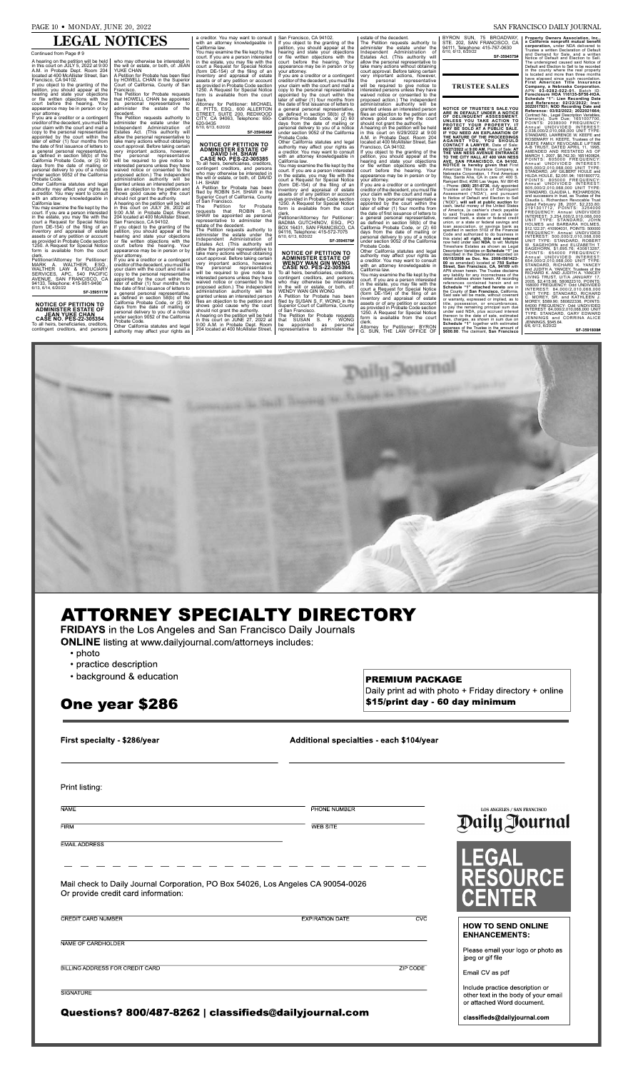# LEGAL NOTICES

Continued from Page # 9

A hearing on the petition will be held in this court on JULY 5, 2022 at 9:00 A.M. in Probate Dept. Room 204 located at 400 McAllister Street, San Francisco, CA 94102.

If you object to the granting of the petition, you should appear at the hearing and state your objections or file written objections with the court before the hearing. Your appearance may be in person or by your attorney.

If you are a creditor or a contingent creditor of the decedent, you must file your claim with the court and mail a copy to the personal representative appointed by the court within the later of either (1) four months from the date of first issuance of letters to a general personal representative, as defined in section 58(b) of the California Probate Code, or (2) 60 days from the date of mailing or personal delivery to you of a notice under section 9052 of the California Probate Code.

Other California statutes and legal authority may affect your rights as a creditor. You may want to consult with an attorney knowledgeable in California law.

You may examine the file kept by the court. If you are a person interested in the estate, you may file with the court a Request for Special Notice (form DE-154) of the filing of an inventory and appraisal of estate assets or of any petition or account as provided in Probate Code section 1250. A Request for Special Notice form is available from the court clerk.

Petitioner/Attorney for Petitioner: MARK A. WALTHER, ESQ., WALTHER LAW & FIDUCIARY SERVICES, APC, 540 PACIFIC AVENUE, SAN FRANCISCO, CA 94133, Telephone: 415-981-9490

6/13, 6/14, 6/20/22

**SF-3595117#**

## NOTICE OF PETITION TO ADMINISTER ESTATE OF JEAN YUKE CHAN CASE NO. PES-22-305354

To all heirs, beneficiaries, creditors, contingent creditors, and persons who may otherwise be interested in the will or estate, or both, of: JEAN YUKE CHAN

A Petition for Probate has been filed by HOWELL CHAN in the Superior Court of California, County of San Francisco.

The Petition for Probate requests that HOWELL CHAN be appointed as personal representative to administer the estate of the decedent.

The Petition requests authority to administer the estate under the Independent Administration of Estates Act. (This authority will allow the personal representative to take many actions without obtaining court approval. Before taking certain very important actions, however, the personal representative will be required to give notice to interested persons unless they have waived notice or consented to the proposed action.) The independent administration authority will be granted unless an interested person files an objection to the petition and shows good cause why the court should not grant the authority.

A hearing on the petition will be held in this court on JULY 26, 2022 at 9:00 A.M. in Probate Dept. Room 204 located at 400 McAllister Street, San Francisco, CA 94102.

If you object to the granting of the petition, you should appear at the hearing and state your objections or file written objections with the court before the hearing. Your appearance may be in person or by your attorney.

If you are a creditor or a contingent creditor of the decedent, you must file your claim with the court and mail a copy to the personal representative appointed by the court within the later of either (1) four months from the date of first issuance of letters to a general personal representative, as defined in section 58(b) of the California Probate Code, or (2) 60 days from the date of mailing or personal delivery to you of a notice under section 9052 of the California Probate Code.

Other California statutes and legal authority may affect your rights as a creditor. You may want to consult with an attorney knowledgeable in California law.

You may examine the file kept by the court. If you are a person interested in the estate, you may file with the court a Request for Special Notice (form DE-154) of the filing of an inventory and appraisal of estate assets or of any petition or account as provided in Probate Code section 1250. A Request for Special Notice form is available from the court clerk.

Attorney for Petitioner: MICHAEL E. PITTS, ESQ., 600 ALLERTON STREET, SUITE 200, REDWOOD CITY, CA 94063, Telephone: 650-620-9435

6/10, 6/13, 6/20/22

**SF-3596466#**

## NOTICE OF PETITION TO ADMINISTER ESTATE OF DAVID I-H. SHAW CASE NO. PES-22-305385

To all heirs, beneficiaries, creditors, contingent creditors, and persons who may otherwise be interested in the will or estate, or both, of: DAVID I-H. SHAW

A Petition for Probate has been filed by ROBIN S-H. SHAW in the Superior Court of California, County of San Francisco.

The Petition for Probate requests that ROBIN S-H. SHAW be appointed as personal representative to administer the estate of the decedent.

The Petition requests authority to administer the estate under the Independent Administration of Estates Act. (This authority will allow the personal representative to take many actions without obtaining court approval. Before taking certain very important actions, however, the personal representative will be required to give notice to interested persons unless they have waived notice or consented to the proposed action.) The independent administration authority will be granted unless an interested person files an objection to the petition and shows good cause why the court should not grant the authority.

A hearing on the petition will be held in this court on JUNE 27, 2022 at 9:00 A.M. in Probate Dept. Room 204 located at 400 McAllister Street, San Francisco, CA 94102.

If you object to the granting of the petition, you should appear at the hearing and state your objections or file written objections with the court before the hearing. Your appearance may be in person or by your attorney.

If you are a creditor or a contingent creditor of the decedent, you must file your claim with the court and mail a copy to the personal representative appointed by the court within the later of either (1) four months from the date of first issuance of letters to a general personal representative, as defined in section 58(b) of the California Probate Code, or (2) 60 days from the date of mailing or personal delivery to you of a notice under section 9052 of the California Probate Code.

Other California statutes and legal authority may affect your rights as a creditor. You may want to consult with an attorney knowledgeable in California law.

You may examine the file kept by the court. If you are a person interested in the estate, you may file with the court a Request for Special Notice (form DE-154) of the filing of an inventory and appraisal of estate assets or of any petition or account as provided in Probate Code section 1250. A Request for Special Notice form is available from the court clerk.

Petitioner/Attorney for Petitioner: BADMA GUTCHINOV, ESQ., PO BOX 16431, SAN FRANCISCO, CA 94116, Telephone: 415-572-7075

6/10, 6/13, 6/20/22

**SF-3594579#**

## NOTICE OF PETITION TO ADMINISTER ESTATE OF WENDY WAN GIN WONG CASE NO. PES-22-305394

To all heirs, beneficiaries, creditors, contingent creditors, and persons who may otherwise be interested in the will or estate, or both, of: WENDY WAN GIN WONG

A Petition for Probate has been filed by SUSAN S. F. WONG in the Superior Court of California, County of San Francisco.

The Petition for Probate requests that SUSAN S. F. WONG be appointed as personal representative to administer the estate of the decedent.

The Petition requests authority to administer the estate under the Independent Administration of Estates Act. (This authority will allow the personal representative to take many actions without obtaining court approval. Before taking certain very important actions, however, the personal representative will be required to give notice to interested persons unless they have waived notice or consented to the proposed action.) The independent administration authority will be granted unless an interested person files an objection to the petition and shows good cause why the court should not grant the authority.

A hearing on the petition will be held in this court on 6/29/2022 at 9:00 A.M. in Probate Dept. Room 204 located at 400 McAllister Street, San Francisco, CA 94102.

If you object to the granting of the petition, you should appear at the hearing and state your objections or file written objections with the court before the hearing. Your appearance may be in person or by your attorney.

If you are a creditor or a contingent creditor of the decedent, you must file your claim with the court and mail a copy to the personal representative appointed by the court within the later of either (1) four months from the date of first issuance of letters to a general personal representative, as defined in section 58(b) of the California Probate Code, or (2) 60 days from the date of mailing or personal delivery to you of a notice under section 9052 of the California Probate Code.

Other California statutes and legal authority may affect your rights as a creditor. You may want to consult with an attorney knowledgeable in California law.

You may examine the file kept by the court. If you are a person interested in the estate, you may file with the court a Request for Special Notice (form DE-154) of the filing of an inventory and appraisal of estate assets or of any petition or account as provided in Probate Code section 1250. A Request for Special Notice form is available from the court clerk.

Attorney for Petitioner: BYRON G. SUN, THE LAW OFFICE OF BYRON SUN, 75 BROADWAY, STE. 202, SAN FRANCISCO, CA 94111, Telephone: 415-767-0630

6/10, 6/13, 6/20/22

**SF-3594575#**

## TRUSTEE SALES

**NOTICE OF TRUSTEE'S SALE YOU ARE IN DEFAULT UNDER A NOTICE OF DELINQUENT ASSESSMENT. UNLESS YOU TAKE ACTION TO PROTECT YOUR PROPERTY, IT MAY BE SOLD AT A PUBLIC SALE. IF YOU NEED AN EXPLANATION OF THE NATURE OF THE PROCEEDINGS AGAINST YOU, YOU SHOULD CONTACT A LAWYER.** Date of Sale: **06/27/2022** at **9:00 AM.** Place of Sale: **AT THE VAN NESS AVENUE ENTRANCE TO THE CITY HALL AT 400 VAN NESS AVE, SAN FRANCISCO, CA 94102. NOTICE is hereby given that** First American Title Insurance Company, a Nebraska Corporation, 1 First American Way, Santa Ana, CA in care of: 400 S. Rampart Blvd, #290 Las Vegas, NV 89145 -- Phone **(800) 251-8736**, duly appointed Trustee under Notice of Delinquent Assessment ("NDA"), and pursuant to Notice of Default and Election to Sell ("NOD"), **will sell at public auction** for cash, lawful money of the United States of America, (a cashier's check payable to said Trustee drawn on a state or national bank, a state or federal credit union, or a state or federal savings and loan association, or savings bank as specified in section 5102 of the Financial Code and authorized to do business in this state) **all right, title and interest** now held under said **NDA**, to wit: Multiple Timeshare Estates as shown as Legal Description Variables on **Schedule "1"** (as described in the Declaration recorded on **05/15/2008 as Doc. No. 2008-I581423-00** as amended) located at **750 Sutter Street, San Francisco, CA 94109** with APN shown herein. The Trustee disclaims any liability for any incorrectness of the street address shown herein. All recording references contained herein and on **Schedule "1" attached hereto** are in the County of **San Francisco**, California. Said sale will be made, without covenant or warranty, expressed or implied, as to title, possession, or encumbrances, to pay the remaining principal sum due under said NDA, plus accrued interest thereon to the date of sale, estimated fees, charges, as shown in sum due on **Schedule "1"** together with estimated expenses of the Trustee in the amount of **$600.00**. The claimant, **San Francisco**

**Property Owners Association, Inc., a California nonprofit mutual benefit corporation,** under NDA delivered to Trustee a written Declaration of Default and Demand for Sale, and a written Notice of Default and Election to Sell. The undersigned caused said Notice of Default and Election to Sell to be recorded in the county where the real property is located and more than three months have elapsed since such recordation. **First American Title Insurance Company, a Nebraska Corporation.** APN: **03-0282-022-0;** Batch ID: **Foreclosure HOA 116135-SF56-HOA**. **Schedule "1": Lien Recording Date and Reference: 02/22/2022; Inst: 2022017931; NOD Recording Date and Reference: 03/02/2022; 2022021864;** Contract No., Legal Description Variables, Owner(s), Sum Due: 1651007700, POINTS: 2038000 FREQUENCY: Annual UNDIVIDED INTEREST: 2,038,000/2,010,068,000 UNIT TYPE: STANDARD, LAWRENCE W. KEEFE and ROSEMARY H. KEEFE, Trustees of the KEEFE FAMILY REVOCABLE LIFETIME A-B TRUST, DATED APRIL 11, 1995, AMENDED AND RESTATED AS OF MARCH 1, 2007, $6,742.30; 1651408024, POINTS: 605000 FREQUENCY: Annual UNDIVIDED INTEREST: 605,000/2,010,068,000 UNIT TYPE: STANDARD, JAY GILBERT HOULE and HILDA HOULE, $2,051.94; 1651800772, POINTS: 805000 FREQUENCY: Annual UNDIVIDED INTEREST: 805,000/2,010,068,000 UNIT TYPE: STANDARD, CLAUDIA L. RICHARDSON, and successors in trust, as Trustee of the Claudia L. Richardson Revocable Trust dated February 28, 2007, $2,233.80; 2191301712, POINTS: 3254000 FREQUENCY: Annual UNDIVIDED INTEREST: 3,254,000/2,010,068,000 UNIT TYPE: STANDARD, JOHN HOLMES and BARBARA HOLMES, $12,122.37; 410904031, POINTS: 500000 FREQUENCY: Annual UNDIVIDED INTEREST: 500,000/2,010,068,000 UNIT TYPE: STANDARD, ROBERT W. SAGEHORN and ELIZABETH T. SAGEHORN, $1,695.76; 430813297, POINTS: 654000 FREQUENCY: Annual UNDIVIDED INTEREST: 654,000/2,010,068,000 UNIT TYPE: STANDARD, RICHARD K. YANCEY and JUDITH A. YANCEY, Trustees of the RICHARD K. AND JUDITH A. YANCEY LIVING TRUST, U/T/A JANUARY 17, 2005, $2,415.96; 580822310, POINTS: 84000 FREQUENCY: Odd UNDIVIDED INTEREST: 84,000/2,010,068,000 UNIT TYPE: STANDARD, RICHARD C. MOREY, SR. and KATHLEEN J. MOREY, $589.90; 580822336, POINTS: 84000 FREQUENCY: Odd UNDIVIDED INTEREST: 84,000/2,010,068,000 UNIT TYPE: STANDARD, GARY EDWARD JENNINGS and CORRINA ALICE JENNINGS, $545.64.

6/6, 6/13, 6/20/22

**SF-3591808#**

# ATTORNEY SPECIALTY DIRECTORY

**FRIDAYS** in the Los Angeles and San Francisco Daily Journals

**ONLINE** listing at www.dailyjournal.com/attorneys includes:

- photo
- practice description
- background & education

## One year $286

**PREMIUM PACKAGE**

Daily print ad with photo + Friday directory + online

**$15/print day - 60 day minimum**

**First specialty - $286/year**

**Additional specialties - each $104/year**

Print listing:

NAME

PHONE NUMBER

FIRM

WEB SITE

EMAIL ADDRESS

Mail check to Daily Journal Corporation, PO Box 54026, Los Angeles CA 90054-0026
Or provide credit card information:

CREDIT CARD NUMBER

EXPIRATION DATE

CVC

NAME OF CARDHOLDER

BILLING ADDRESS FOR CREDIT CARD

ZIP CODE

SIGNATURE

**Questions? 800/487-8262 | classifieds@dailyjournal.com**

LOS ANGELES / SAN FRANCISCO
Daily Journal

LEGAL RESOURCE CENTER

**HOW TO SEND ONLINE ENHANCEMENTS:**

Please email your logo or photo as jpeg or gif file

Email CV as pdf

Include practice description or other text in the body of your email or attached Word document.

classifieds@dailyjournal.com